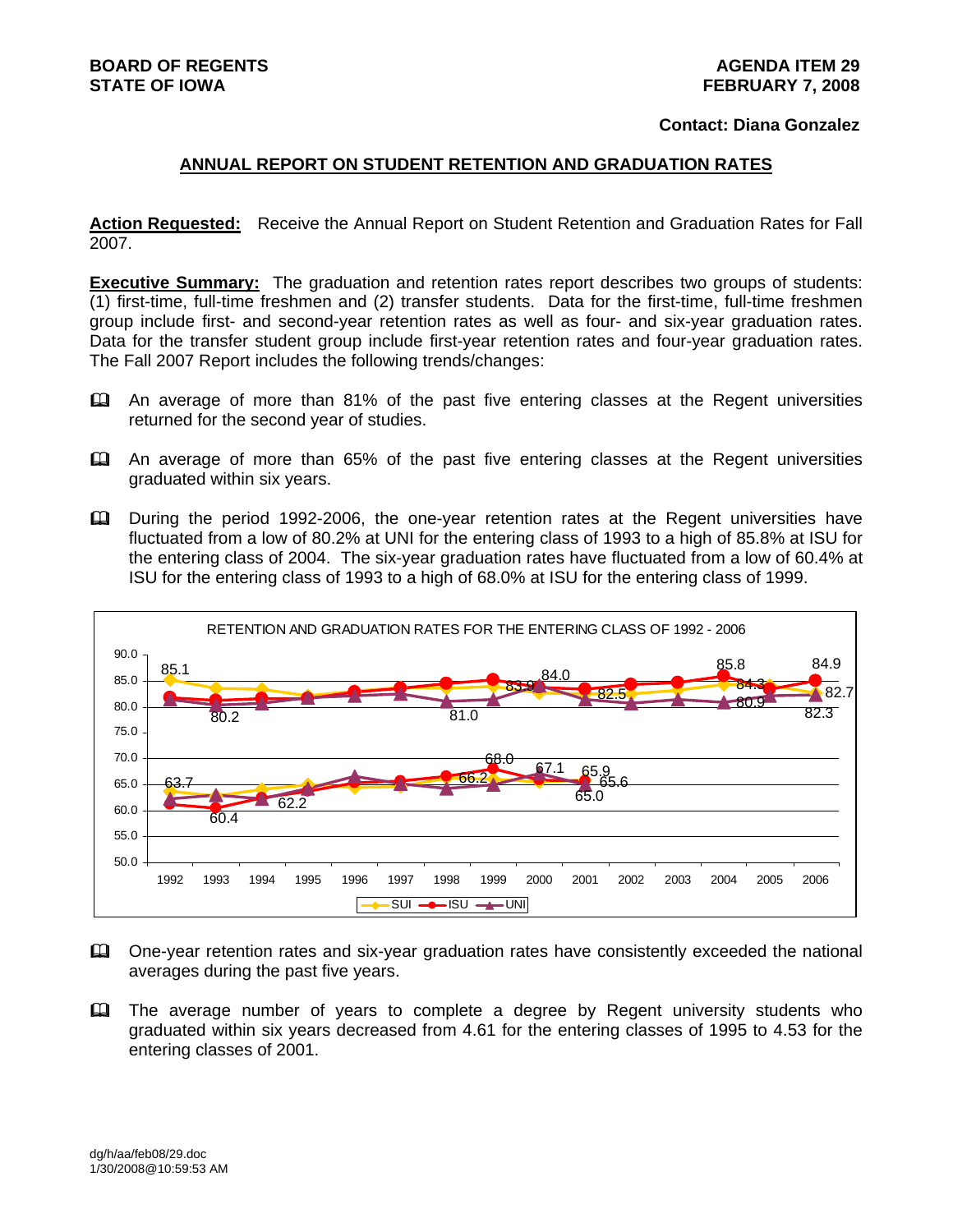**BOARD OF REGENTS**
**STATE OF IOWA**

**AGENDA ITEM 29**
**FEBRUARY 7, 2008**

**Contact: Diana Gonzalez**

## ANNUAL REPORT ON STUDENT RETENTION AND GRADUATION RATES

**Action Requested:** Receive the Annual Report on Student Retention and Graduation Rates for Fall 2007.

**Executive Summary:** The graduation and retention rates report describes two groups of students: (1) first-time, full-time freshmen and (2) transfer students. Data for the first-time, full-time freshmen group include first- and second-year retention rates as well as four- and six-year graduation rates. Data for the transfer student group include first-year retention rates and four-year graduation rates. The Fall 2007 Report includes the following trends/changes:

- An average of more than 81% of the past five entering classes at the Regent universities returned for the second year of studies.
- An average of more than 65% of the past five entering classes at the Regent universities graduated within six years.
- During the period 1992-2006, the one-year retention rates at the Regent universities have fluctuated from a low of 80.2% at UNI for the entering class of 1993 to a high of 85.8% at ISU for the entering class of 2004. The six-year graduation rates have fluctuated from a low of 60.4% at ISU for the entering class of 1993 to a high of 68.0% at ISU for the entering class of 1999.

RETENTION AND GRADUATION RATES FOR THE ENTERING CLASS OF 1992 - 2006

- One-year retention rates and six-year graduation rates have consistently exceeded the national averages during the past five years.
- The average number of years to complete a degree by Regent university students who graduated within six years decreased from 4.61 for the entering classes of 1995 to 4.53 for the entering classes of 2001.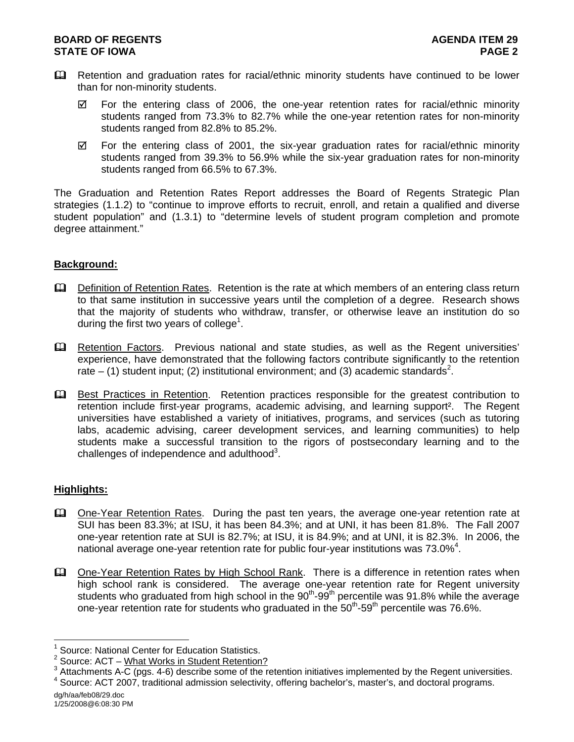- Retention and graduation rates for racial/ethnic minority students have continued to be lower than for non-minority students.
  - For the entering class of 2006, the one-year retention rates for racial/ethnic minority students ranged from 73.3% to 82.7% while the one-year retention rates for non-minority students ranged from 82.8% to 85.2%.
  - For the entering class of 2001, the six-year graduation rates for racial/ethnic minority students ranged from 39.3% to 56.9% while the six-year graduation rates for non-minority students ranged from 66.5% to 67.3%.

The Graduation and Retention Rates Report addresses the Board of Regents Strategic Plan strategies (1.1.2) to "continue to improve efforts to recruit, enroll, and retain a qualified and diverse student population" and (1.3.1) to "determine levels of student program completion and promote degree attainment."

## Background:

- Definition of Retention Rates. Retention is the rate at which members of an entering class return to that same institution in successive years until the completion of a degree. Research shows that the majority of students who withdraw, transfer, or otherwise leave an institution do so during the first two years of college[1].

- Retention Factors. Previous national and state studies, as well as the Regent universities' experience, have demonstrated that the following factors contribute significantly to the retention rate – (1) student input; (2) institutional environment; and (3) academic standards[2].

- Best Practices in Retention. Retention practices responsible for the greatest contribution to retention include first-year programs, academic advising, and learning support[2]. The Regent universities have established a variety of initiatives, programs, and services (such as tutoring labs, academic advising, career development services, and learning communities) to help students make a successful transition to the rigors of postsecondary learning and to the challenges of independence and adulthood[3].

## Highlights:

- One-Year Retention Rates. During the past ten years, the average one-year retention rate at SUI has been 83.3%; at ISU, it has been 84.3%; and at UNI, it has been 81.8%. The Fall 2007 one-year retention rate at SUI is 82.7%; at ISU, it is 84.9%; and at UNI, it is 82.3%. In 2006, the national average one-year retention rate for public four-year institutions was 73.0%[4].

- One-Year Retention Rates by High School Rank. There is a difference in retention rates when high school rank is considered. The average one-year retention rate for Regent university students who graduated from high school in the 90th-99th percentile was 91.8% while the average one-year retention rate for students who graduated in the 50th-59th percentile was 76.6%.

---

[1] Source: National Center for Education Statistics.
[2] Source: ACT – What Works in Student Retention?
[3] Attachments A-C (pgs. 4-6) describe some of the retention initiatives implemented by the Regent universities.
[4] Source: ACT 2007, traditional admission selectivity, offering bachelor's, master's, and doctoral programs.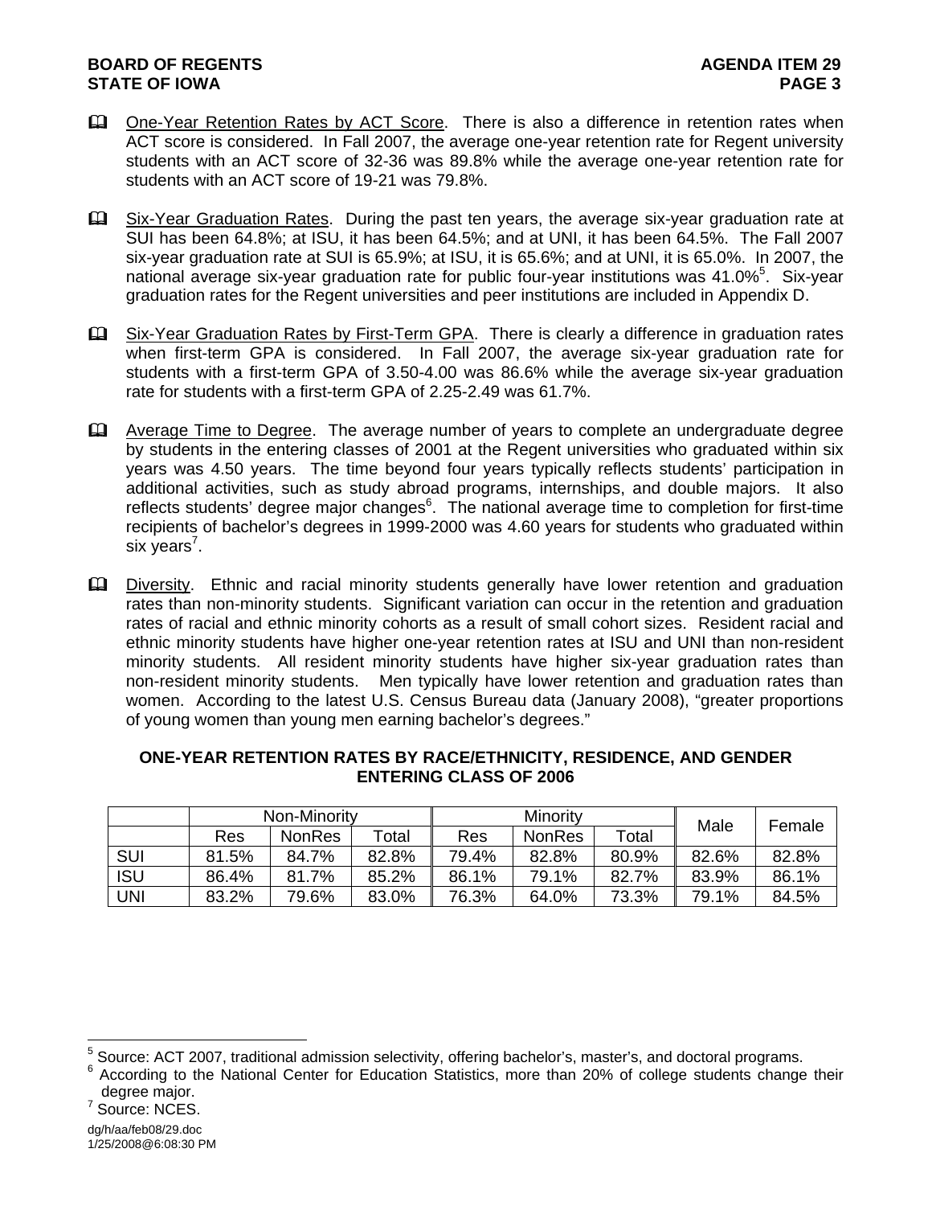- One-Year Retention Rates by ACT Score. There is also a difference in retention rates when ACT score is considered. In Fall 2007, the average one-year retention rate for Regent university students with an ACT score of 32-36 was 89.8% while the average one-year retention rate for students with an ACT score of 19-21 was 79.8%.

- Six-Year Graduation Rates. During the past ten years, the average six-year graduation rate at SUI has been 64.8%; at ISU, it has been 64.5%; and at UNI, it has been 64.5%. The Fall 2007 six-year graduation rate at SUI is 65.9%; at ISU, it is 65.6%; and at UNI, it is 65.0%. In 2007, the national average six-year graduation rate for public four-year institutions was 41.0%[5]. Six-year graduation rates for the Regent universities and peer institutions are included in Appendix D.

- Six-Year Graduation Rates by First-Term GPA. There is clearly a difference in graduation rates when first-term GPA is considered. In Fall 2007, the average six-year graduation rate for students with a first-term GPA of 3.50-4.00 was 86.6% while the average six-year graduation rate for students with a first-term GPA of 2.25-2.49 was 61.7%.

- Average Time to Degree. The average number of years to complete an undergraduate degree by students in the entering classes of 2001 at the Regent universities who graduated within six years was 4.50 years. The time beyond four years typically reflects students' participation in additional activities, such as study abroad programs, internships, and double majors. It also reflects students' degree major changes[6]. The national average time to completion for first-time recipients of bachelor's degrees in 1999-2000 was 4.60 years for students who graduated within six years[7].

- Diversity. Ethnic and racial minority students generally have lower retention and graduation rates than non-minority students. Significant variation can occur in the retention and graduation rates of racial and ethnic minority cohorts as a result of small cohort sizes. Resident racial and ethnic minority students have higher one-year retention rates at ISU and UNI than non-resident minority students. All resident minority students have higher six-year graduation rates than non-resident minority students. Men typically have lower retention and graduation rates than women. According to the latest U.S. Census Bureau data (January 2008), "greater proportions of young women than young men earning bachelor's degrees."

**ONE-YEAR RETENTION RATES BY RACE/ETHNICITY, RESIDENCE, AND GENDER ENTERING CLASS OF 2006**

| | Non-Minority | | | Minority | | | Male | Female |
|---|---|---|---|---|---|---|---|---|
| | Res | NonRes | Total | Res | NonRes | Total | | |
| SUI | 81.5% | 84.7% | 82.8% | 79.4% | 82.8% | 80.9% | 82.6% | 82.8% |
| ISU | 86.4% | 81.7% | 85.2% | 86.1% | 79.1% | 82.7% | 83.9% | 86.1% |
| UNI | 83.2% | 79.6% | 83.0% | 76.3% | 64.0% | 73.3% | 79.1% | 84.5% |

[5] Source: ACT 2007, traditional admission selectivity, offering bachelor's, master's, and doctoral programs.
[6] According to the National Center for Education Statistics, more than 20% of college students change their degree major.
[7] Source: NCES.

dg/h/aa/feb08/29.doc
1/25/2008@6:08:30 PM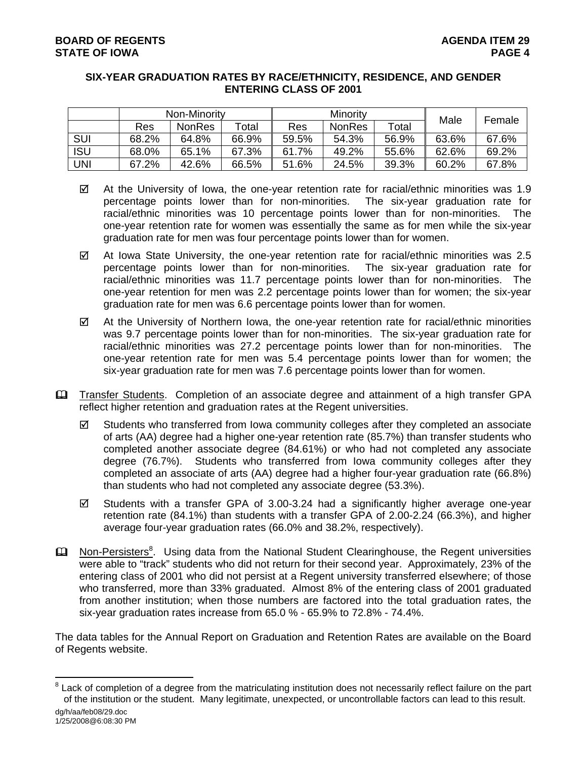## SIX-YEAR GRADUATION RATES BY RACE/ETHNICITY, RESIDENCE, AND GENDER ENTERING CLASS OF 2001

| | Non-Minority | | | Minority | | | Male | Female |
|---|---|---|---|---|---|---|---|---|
| | Res | NonRes | Total | Res | NonRes | Total | | |
| SUI | 68.2% | 64.8% | 66.9% | 59.5% | 54.3% | 56.9% | 63.6% | 67.6% |
| ISU | 68.0% | 65.1% | 67.3% | 61.7% | 49.2% | 55.6% | 62.6% | 69.2% |
| UNI | 67.2% | 42.6% | 66.5% | 51.6% | 24.5% | 39.3% | 60.2% | 67.8% |

- ☑ At the University of Iowa, the one-year retention rate for racial/ethnic minorities was 1.9 percentage points lower than for non-minorities. The six-year graduation rate for racial/ethnic minorities was 10 percentage points lower than for non-minorities. The one-year retention rate for women was essentially the same as for men while the six-year graduation rate for men was four percentage points lower than for women.

- ☑ At Iowa State University, the one-year retention rate for racial/ethnic minorities was 2.5 percentage points lower than for non-minorities. The six-year graduation rate for racial/ethnic minorities was 11.7 percentage points lower than for non-minorities. The one-year retention for men was 2.2 percentage points lower than for women; the six-year graduation rate for men was 6.6 percentage points lower than for women.

- ☑ At the University of Northern Iowa, the one-year retention rate for racial/ethnic minorities was 9.7 percentage points lower than for non-minorities. The six-year graduation rate for racial/ethnic minorities was 27.2 percentage points lower than for non-minorities. The one-year retention rate for men was 5.4 percentage points lower than for women; the six-year graduation rate for men was 7.6 percentage points lower than for women.

📖 Transfer Students. Completion of an associate degree and attainment of a high transfer GPA reflect higher retention and graduation rates at the Regent universities.

- ☑ Students who transferred from Iowa community colleges after they completed an associate of arts (AA) degree had a higher one-year retention rate (85.7%) than transfer students who completed another associate degree (84.61%) or who had not completed any associate degree (76.7%). Students who transferred from Iowa community colleges after they completed an associate of arts (AA) degree had a higher four-year graduation rate (66.8%) than students who had not completed any associate degree (53.3%).

- ☑ Students with a transfer GPA of 3.00-3.24 had a significantly higher average one-year retention rate (84.1%) than students with a transfer GPA of 2.00-2.24 (66.3%), and higher average four-year graduation rates (66.0% and 38.2%, respectively).

📖 Non-Persisters[8]. Using data from the National Student Clearinghouse, the Regent universities were able to "track" students who did not return for their second year. Approximately, 23% of the entering class of 2001 who did not persist at a Regent university transferred elsewhere; of those who transferred, more than 33% graduated. Almost 8% of the entering class of 2001 graduated from another institution; when those numbers are factored into the total graduation rates, the six-year graduation rates increase from 65.0 % - 65.9% to 72.8% - 74.4%.

The data tables for the Annual Report on Graduation and Retention Rates are available on the Board of Regents website.

---

[8] Lack of completion of a degree from the matriculating institution does not necessarily reflect failure on the part of the institution or the student. Many legitimate, unexpected, or uncontrollable factors can lead to this result.

dg/h/aa/feb08/29.doc
1/25/2008@6:08:30 PM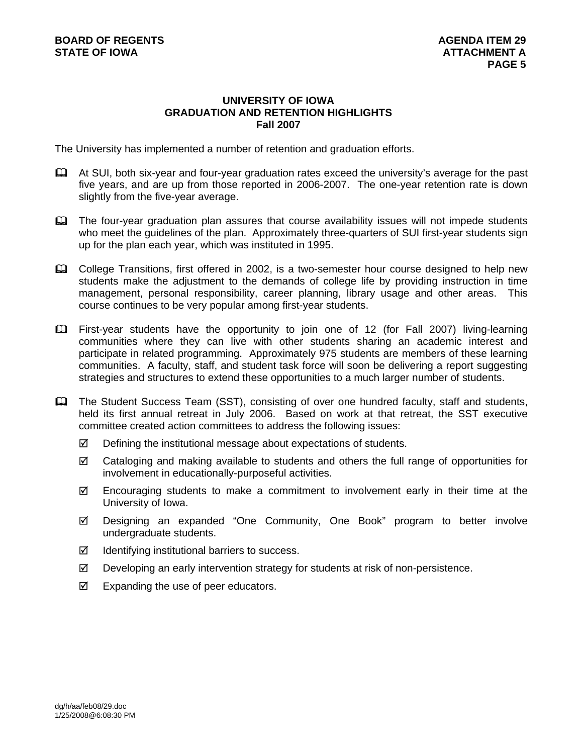# UNIVERSITY OF IOWA
## GRADUATION AND RETENTION HIGHLIGHTS
### Fall 2007

The University has implemented a number of retention and graduation efforts.

- At SUI, both six-year and four-year graduation rates exceed the university's average for the past five years, and are up from those reported in 2006-2007. The one-year retention rate is down slightly from the five-year average.

- The four-year graduation plan assures that course availability issues will not impede students who meet the guidelines of the plan. Approximately three-quarters of SUI first-year students sign up for the plan each year, which was instituted in 1995.

- College Transitions, first offered in 2002, is a two-semester hour course designed to help new students make the adjustment to the demands of college life by providing instruction in time management, personal responsibility, career planning, library usage and other areas. This course continues to be very popular among first-year students.

- First-year students have the opportunity to join one of 12 (for Fall 2007) living-learning communities where they can live with other students sharing an academic interest and participate in related programming. Approximately 975 students are members of these learning communities. A faculty, staff, and student task force will soon be delivering a report suggesting strategies and structures to extend these opportunities to a much larger number of students.

- The Student Success Team (SST), consisting of over one hundred faculty, staff and students, held its first annual retreat in July 2006. Based on work at that retreat, the SST executive committee created action committees to address the following issues:
  - ☑ Defining the institutional message about expectations of students.
  - ☑ Cataloging and making available to students and others the full range of opportunities for involvement in educationally-purposeful activities.
  - ☑ Encouraging students to make a commitment to involvement early in their time at the University of Iowa.
  - ☑ Designing an expanded "One Community, One Book" program to better involve undergraduate students.
  - ☑ Identifying institutional barriers to success.
  - ☑ Developing an early intervention strategy for students at risk of non-persistence.
  - ☑ Expanding the use of peer educators.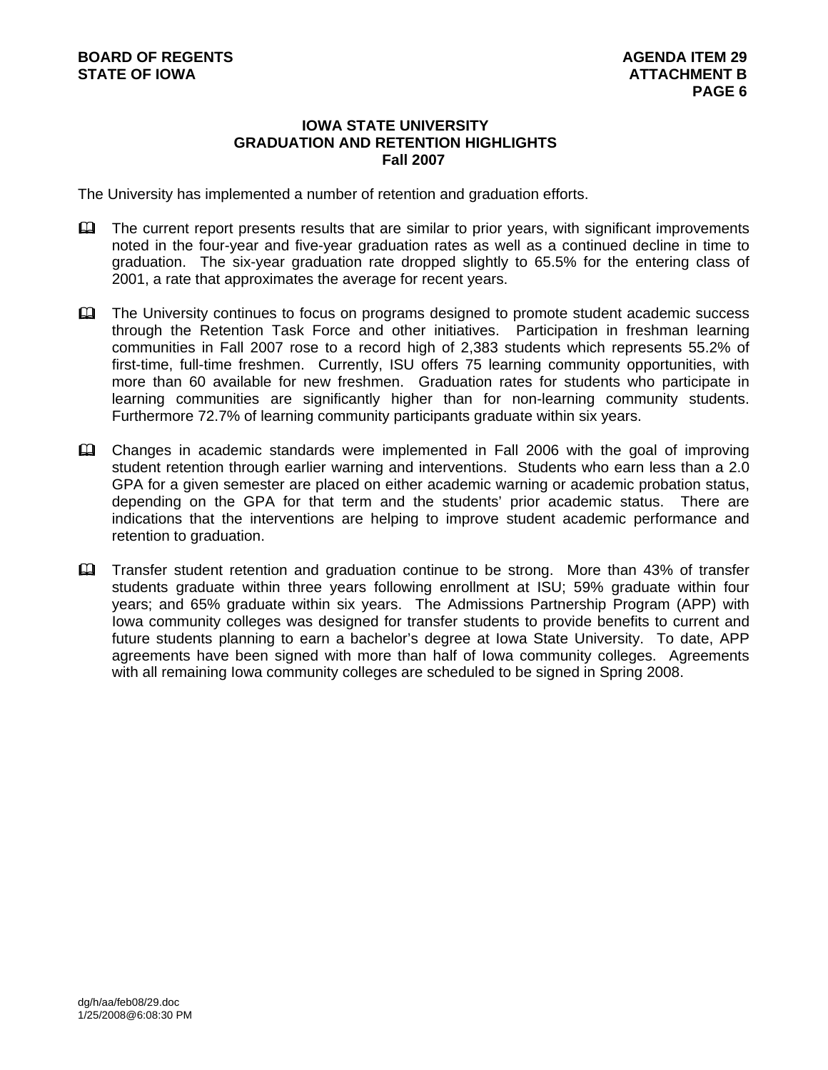# IOWA STATE UNIVERSITY
## GRADUATION AND RETENTION HIGHLIGHTS
### Fall 2007

The University has implemented a number of retention and graduation efforts.

- The current report presents results that are similar to prior years, with significant improvements noted in the four-year and five-year graduation rates as well as a continued decline in time to graduation. The six-year graduation rate dropped slightly to 65.5% for the entering class of 2001, a rate that approximates the average for recent years.

- The University continues to focus on programs designed to promote student academic success through the Retention Task Force and other initiatives. Participation in freshman learning communities in Fall 2007 rose to a record high of 2,383 students which represents 55.2% of first-time, full-time freshmen. Currently, ISU offers 75 learning community opportunities, with more than 60 available for new freshmen. Graduation rates for students who participate in learning communities are significantly higher than for non-learning community students. Furthermore 72.7% of learning community participants graduate within six years.

- Changes in academic standards were implemented in Fall 2006 with the goal of improving student retention through earlier warning and interventions. Students who earn less than a 2.0 GPA for a given semester are placed on either academic warning or academic probation status, depending on the GPA for that term and the students' prior academic status. There are indications that the interventions are helping to improve student academic performance and retention to graduation.

- Transfer student retention and graduation continue to be strong. More than 43% of transfer students graduate within three years following enrollment at ISU; 59% graduate within four years; and 65% graduate within six years. The Admissions Partnership Program (APP) with Iowa community colleges was designed for transfer students to provide benefits to current and future students planning to earn a bachelor's degree at Iowa State University. To date, APP agreements have been signed with more than half of Iowa community colleges. Agreements with all remaining Iowa community colleges are scheduled to be signed in Spring 2008.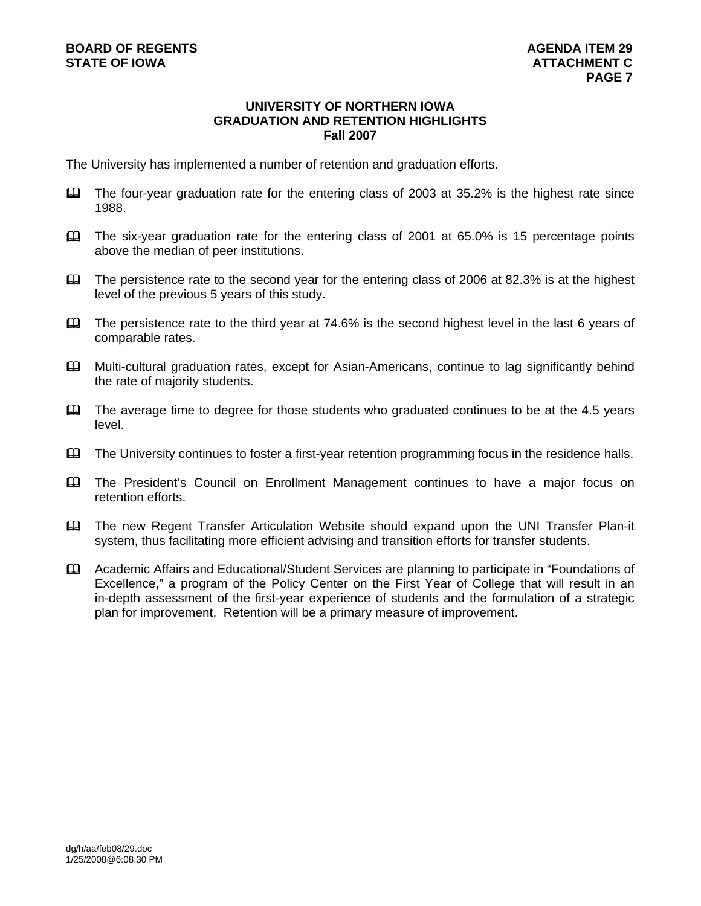# UNIVERSITY OF NORTHERN IOWA
## GRADUATION AND RETENTION HIGHLIGHTS
### Fall 2007

The University has implemented a number of retention and graduation efforts.

- The four-year graduation rate for the entering class of 2003 at 35.2% is the highest rate since 1988.
- The six-year graduation rate for the entering class of 2001 at 65.0% is 15 percentage points above the median of peer institutions.
- The persistence rate to the second year for the entering class of 2006 at 82.3% is at the highest level of the previous 5 years of this study.
- The persistence rate to the third year at 74.6% is the second highest level in the last 6 years of comparable rates.
- Multi-cultural graduation rates, except for Asian-Americans, continue to lag significantly behind the rate of majority students.
- The average time to degree for those students who graduated continues to be at the 4.5 years level.
- The University continues to foster a first-year retention programming focus in the residence halls.
- The President's Council on Enrollment Management continues to have a major focus on retention efforts.
- The new Regent Transfer Articulation Website should expand upon the UNI Transfer Plan-it system, thus facilitating more efficient advising and transition efforts for transfer students.
- Academic Affairs and Educational/Student Services are planning to participate in "Foundations of Excellence," a program of the Policy Center on the First Year of College that will result in an in-depth assessment of the first-year experience of students and the formulation of a strategic plan for improvement. Retention will be a primary measure of improvement.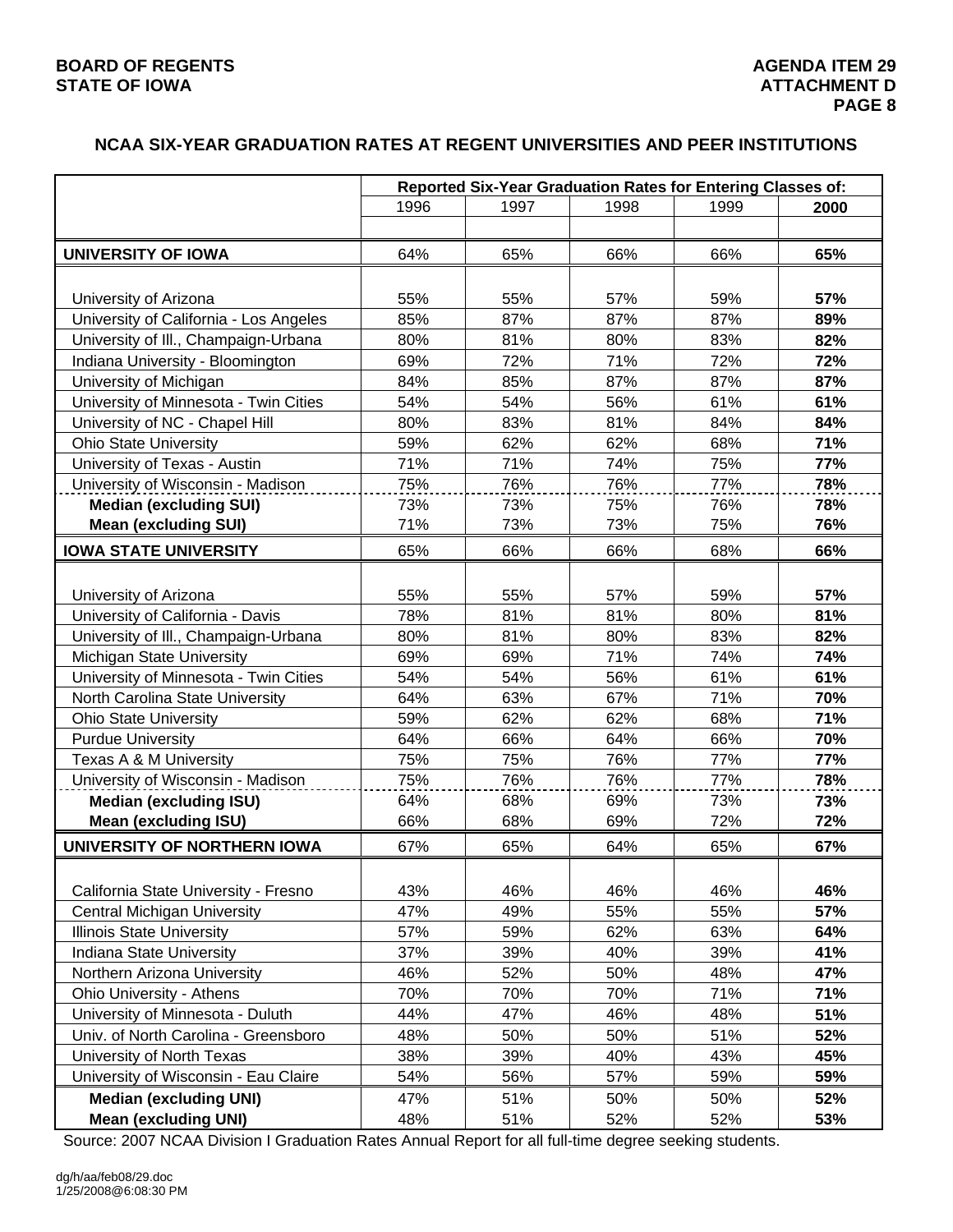## NCAA SIX-YEAR GRADUATION RATES AT REGENT UNIVERSITIES AND PEER INSTITUTIONS

| | Reported Six-Year Graduation Rates for Entering Classes of: | | | | |
|---|---|---|---|---|---|
| | 1996 | 1997 | 1998 | 1999 | **2000** |
| **UNIVERSITY OF IOWA** | 64% | 65% | 66% | 66% | **65%** |
| University of Arizona | 55% | 55% | 57% | 59% | **57%** |
| University of California - Los Angeles | 85% | 87% | 87% | 87% | **89%** |
| University of Ill., Champaign-Urbana | 80% | 81% | 80% | 83% | **82%** |
| Indiana University - Bloomington | 69% | 72% | 71% | 72% | **72%** |
| University of Michigan | 84% | 85% | 87% | 87% | **87%** |
| University of Minnesota - Twin Cities | 54% | 54% | 56% | 61% | **61%** |
| University of NC - Chapel Hill | 80% | 83% | 81% | 84% | **84%** |
| Ohio State University | 59% | 62% | 62% | 68% | **71%** |
| University of Texas - Austin | 71% | 71% | 74% | 75% | **77%** |
| University of Wisconsin - Madison | 75% | 76% | 76% | 77% | **78%** |
| **Median (excluding SUI)** | 73% | 73% | 75% | 76% | **78%** |
| **Mean (excluding SUI)** | 71% | 73% | 73% | 75% | **76%** |
| **IOWA STATE UNIVERSITY** | 65% | 66% | 66% | 68% | **66%** |
| University of Arizona | 55% | 55% | 57% | 59% | **57%** |
| University of California - Davis | 78% | 81% | 81% | 80% | **81%** |
| University of Ill., Champaign-Urbana | 80% | 81% | 80% | 83% | **82%** |
| Michigan State University | 69% | 69% | 71% | 74% | **74%** |
| University of Minnesota - Twin Cities | 54% | 54% | 56% | 61% | **61%** |
| North Carolina State University | 64% | 63% | 67% | 71% | **70%** |
| Ohio State University | 59% | 62% | 62% | 68% | **71%** |
| Purdue University | 64% | 66% | 64% | 66% | **70%** |
| Texas A & M University | 75% | 75% | 76% | 77% | **77%** |
| University of Wisconsin - Madison | 75% | 76% | 76% | 77% | **78%** |
| **Median (excluding ISU)** | 64% | 68% | 69% | 73% | **73%** |
| **Mean (excluding ISU)** | 66% | 68% | 69% | 72% | **72%** |
| **UNIVERSITY OF NORTHERN IOWA** | 67% | 65% | 64% | 65% | **67%** |
| California State University - Fresno | 43% | 46% | 46% | 46% | **46%** |
| Central Michigan University | 47% | 49% | 55% | 55% | **57%** |
| Illinois State University | 57% | 59% | 62% | 63% | **64%** |
| Indiana State University | 37% | 39% | 40% | 39% | **41%** |
| Northern Arizona University | 46% | 52% | 50% | 48% | **47%** |
| Ohio University - Athens | 70% | 70% | 70% | 71% | **71%** |
| University of Minnesota - Duluth | 44% | 47% | 46% | 48% | **51%** |
| Univ. of North Carolina - Greensboro | 48% | 50% | 50% | 51% | **52%** |
| University of North Texas | 38% | 39% | 40% | 43% | **45%** |
| University of Wisconsin - Eau Claire | 54% | 56% | 57% | 59% | **59%** |
| **Median (excluding UNI)** | 47% | 51% | 50% | 50% | **52%** |
| **Mean (excluding UNI)** | 48% | 51% | 52% | 52% | **53%** |

Source: 2007 NCAA Division I Graduation Rates Annual Report for all full-time degree seeking students.